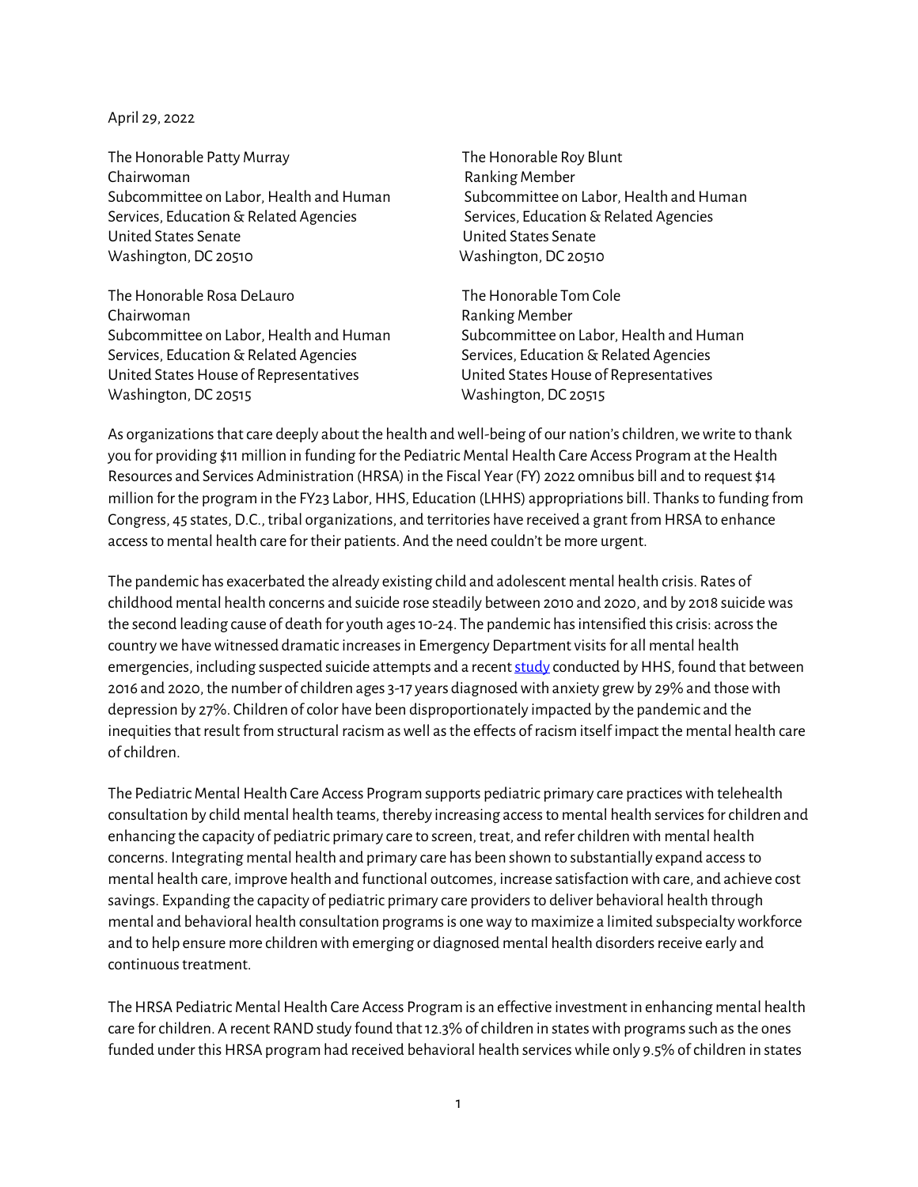April 29, 2022

The Honorable Patty Murray
Chairwoman
Subcommittee on Labor, Health and Human Services, Education & Related Agencies
United States Senate
Washington, DC 20510

The Honorable Roy Blunt
Ranking Member
Subcommittee on Labor, Health and Human Services, Education & Related Agencies
United States Senate
Washington, DC 20510

The Honorable Rosa DeLauro
Chairwoman
Subcommittee on Labor, Health and Human Services, Education & Related Agencies
United States House of Representatives
Washington, DC 20515

The Honorable Tom Cole
Ranking Member
Subcommittee on Labor, Health and Human Services, Education & Related Agencies
United States House of Representatives
Washington, DC 20515

As organizations that care deeply about the health and well-being of our nation's children, we write to thank you for providing $11 million in funding for the Pediatric Mental Health Care Access Program at the Health Resources and Services Administration (HRSA) in the Fiscal Year (FY) 2022 omnibus bill and to request $14 million for the program in the FY23 Labor, HHS, Education (LHHS) appropriations bill. Thanks to funding from Congress, 45 states, D.C., tribal organizations, and territories have received a grant from HRSA to enhance access to mental health care for their patients. And the need couldn't be more urgent.

The pandemic has exacerbated the already existing child and adolescent mental health crisis. Rates of childhood mental health concerns and suicide rose steadily between 2010 and 2020, and by 2018 suicide was the second leading cause of death for youth ages 10-24. The pandemic has intensified this crisis: across the country we have witnessed dramatic increases in Emergency Department visits for all mental health emergencies, including suspected suicide attempts and a recent study conducted by HHS, found that between 2016 and 2020, the number of children ages 3-17 years diagnosed with anxiety grew by 29% and those with depression by 27%. Children of color have been disproportionately impacted by the pandemic and the inequities that result from structural racism as well as the effects of racism itself impact the mental health care of children.

The Pediatric Mental Health Care Access Program supports pediatric primary care practices with telehealth consultation by child mental health teams, thereby increasing access to mental health services for children and enhancing the capacity of pediatric primary care to screen, treat, and refer children with mental health concerns. Integrating mental health and primary care has been shown to substantially expand access to mental health care, improve health and functional outcomes, increase satisfaction with care, and achieve cost savings. Expanding the capacity of pediatric primary care providers to deliver behavioral health through mental and behavioral health consultation programs is one way to maximize a limited subspecialty workforce and to help ensure more children with emerging or diagnosed mental health disorders receive early and continuous treatment.

The HRSA Pediatric Mental Health Care Access Program is an effective investment in enhancing mental health care for children. A recent RAND study found that 12.3% of children in states with programs such as the ones funded under this HRSA program had received behavioral health services while only 9.5% of children in states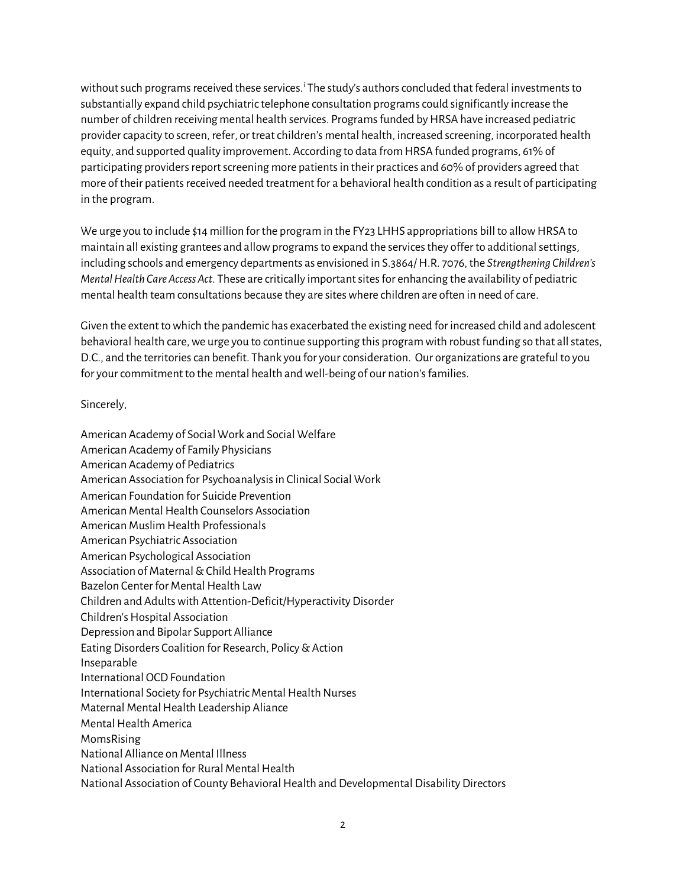without such programs received these services.[i] The study's authors concluded that federal investments to substantially expand child psychiatric telephone consultation programs could significantly increase the number of children receiving mental health services. Programs funded by HRSA have increased pediatric provider capacity to screen, refer, or treat children's mental health, increased screening, incorporated health equity, and supported quality improvement. According to data from HRSA funded programs, 61% of participating providers report screening more patients in their practices and 60% of providers agreed that more of their patients received needed treatment for a behavioral health condition as a result of participating in the program.

We urge you to include $14 million for the program in the FY23 LHHS appropriations bill to allow HRSA to maintain all existing grantees and allow programs to expand the services they offer to additional settings, including schools and emergency departments as envisioned in S.3864/ H.R. 7076, the *Strengthening Children's Mental Health Care Access Act*. These are critically important sites for enhancing the availability of pediatric mental health team consultations because they are sites where children are often in need of care.

Given the extent to which the pandemic has exacerbated the existing need for increased child and adolescent behavioral health care, we urge you to continue supporting this program with robust funding so that all states, D.C., and the territories can benefit. Thank you for your consideration. Our organizations are grateful to you for your commitment to the mental health and well-being of our nation's families.

Sincerely,

American Academy of Social Work and Social Welfare
American Academy of Family Physicians
American Academy of Pediatrics
American Association for Psychoanalysis in Clinical Social Work
American Foundation for Suicide Prevention
American Mental Health Counselors Association
American Muslim Health Professionals
American Psychiatric Association
American Psychological Association
Association of Maternal & Child Health Programs
Bazelon Center for Mental Health Law
Children and Adults with Attention-Deficit/Hyperactivity Disorder
Children's Hospital Association
Depression and Bipolar Support Alliance
Eating Disorders Coalition for Research, Policy & Action
Inseparable
International OCD Foundation
International Society for Psychiatric Mental Health Nurses
Maternal Mental Health Leadership Aliance
Mental Health America
MomsRising
National Alliance on Mental Illness
National Association for Rural Mental Health
National Association of County Behavioral Health and Developmental Disability Directors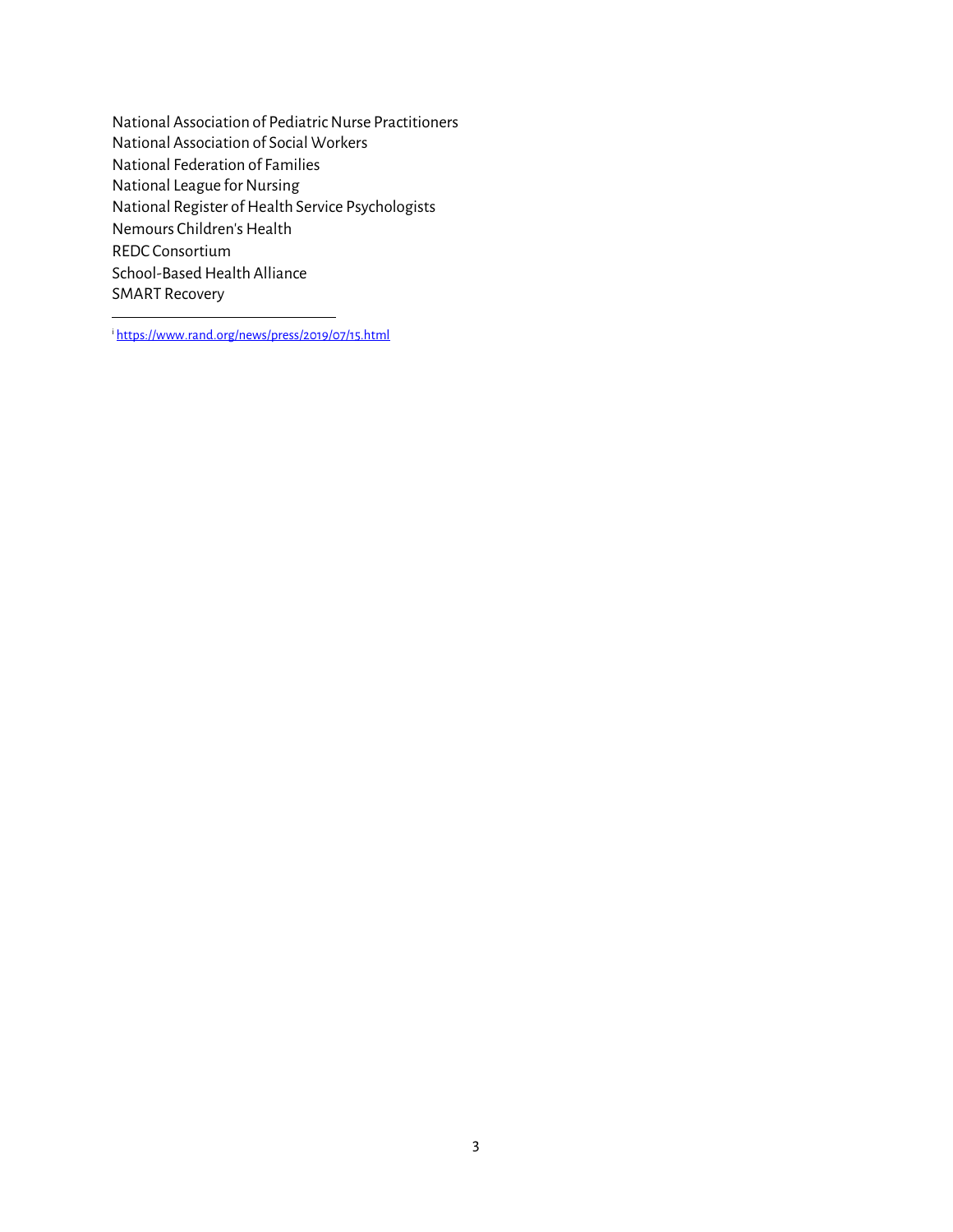National Association of Pediatric Nurse Practitioners
National Association of Social Workers
National Federation of Families
National League for Nursing
National Register of Health Service Psychologists
Nemours Children's Health
REDC Consortium
School-Based Health Alliance
SMART Recovery

---

[i] https://www.rand.org/news/press/2019/07/15.html